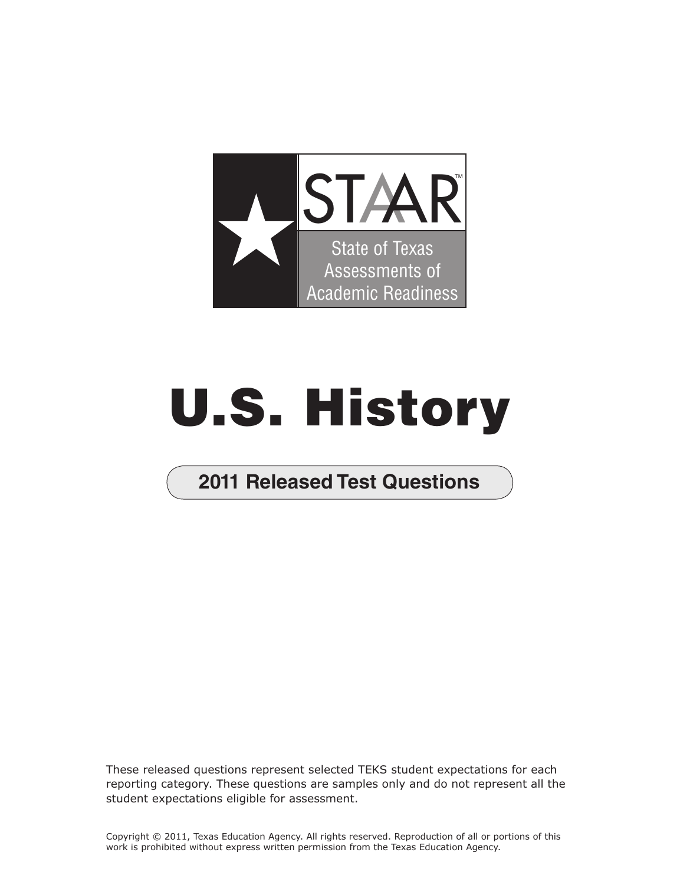STAAR™

State of Texas Assessments of Academic Readiness

# U.S. History

## 2011 Released Test Questions

These released questions represent selected TEKS student expectations for each reporting category. These questions are samples only and do not represent all the student expectations eligible for assessment.

Copyright © 2011, Texas Education Agency. All rights reserved. Reproduction of all or portions of this work is prohibited without express written permission from the Texas Education Agency.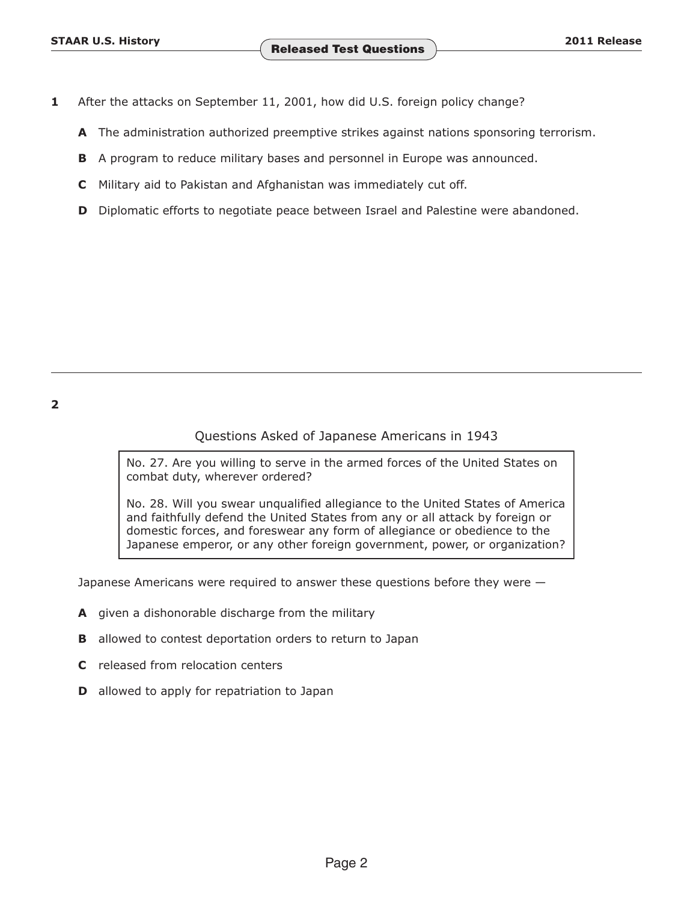**1** After the attacks on September 11, 2001, how did U.S. foreign policy change?

**A** The administration authorized preemptive strikes against nations sponsoring terrorism.

**B** A program to reduce military bases and personnel in Europe was announced.

**C** Military aid to Pakistan and Afghanistan was immediately cut off.

**D** Diplomatic efforts to negotiate peace between Israel and Palestine were abandoned.

---

**2**

Questions Asked of Japanese Americans in 1943

> No. 27. Are you willing to serve in the armed forces of the United States on combat duty, wherever ordered?
>
> No. 28. Will you swear unqualified allegiance to the United States of America and faithfully defend the United States from any or all attack by foreign or domestic forces, and foreswear any form of allegiance or obedience to the Japanese emperor, or any other foreign government, power, or organization?

Japanese Americans were required to answer these questions before they were —

**A** given a dishonorable discharge from the military

**B** allowed to contest deportation orders to return to Japan

**C** released from relocation centers

**D** allowed to apply for repatriation to Japan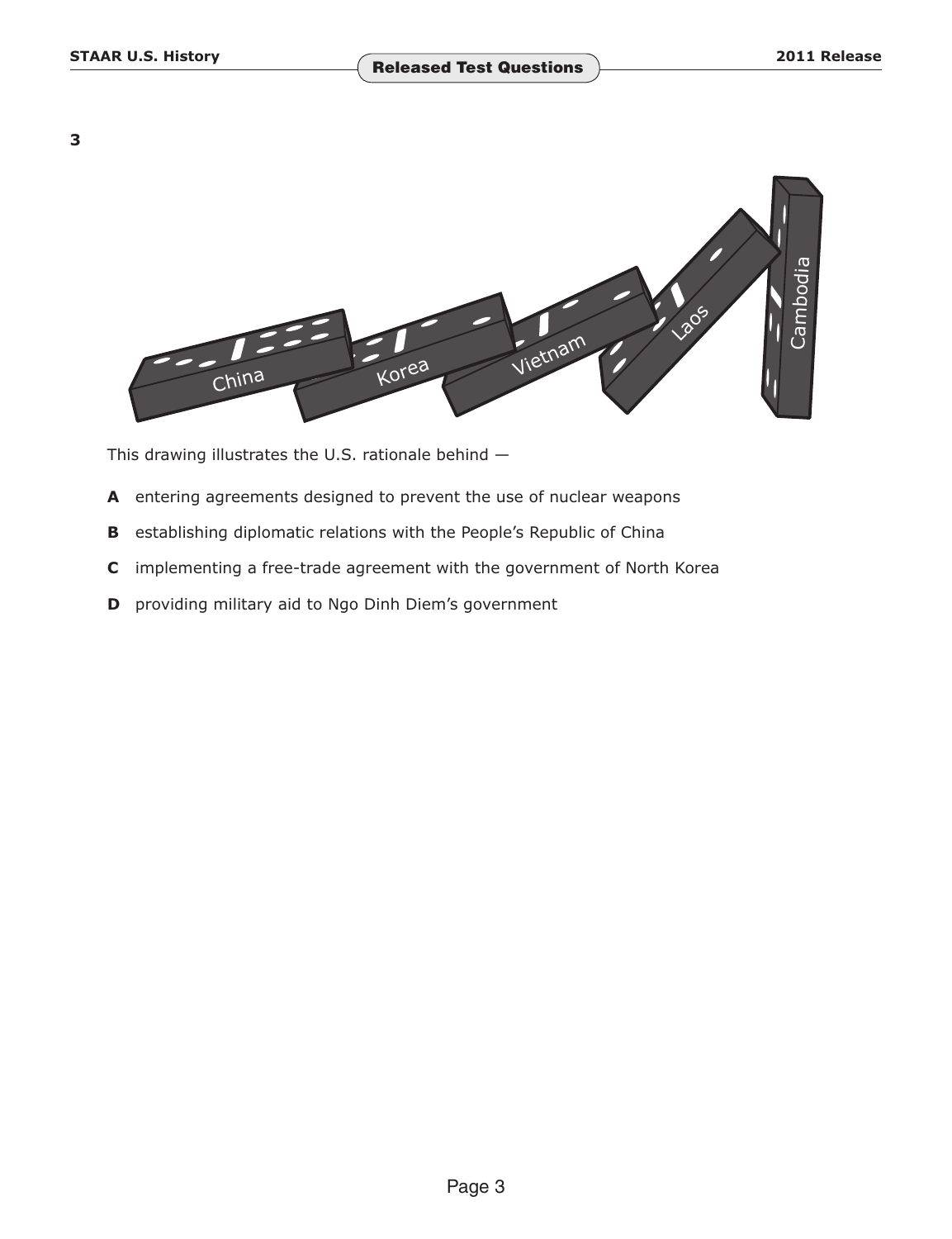**3**

This drawing illustrates the U.S. rationale behind —

**A** entering agreements designed to prevent the use of nuclear weapons

**B** establishing diplomatic relations with the People's Republic of China

**C** implementing a free-trade agreement with the government of North Korea

**D** providing military aid to Ngo Dinh Diem's government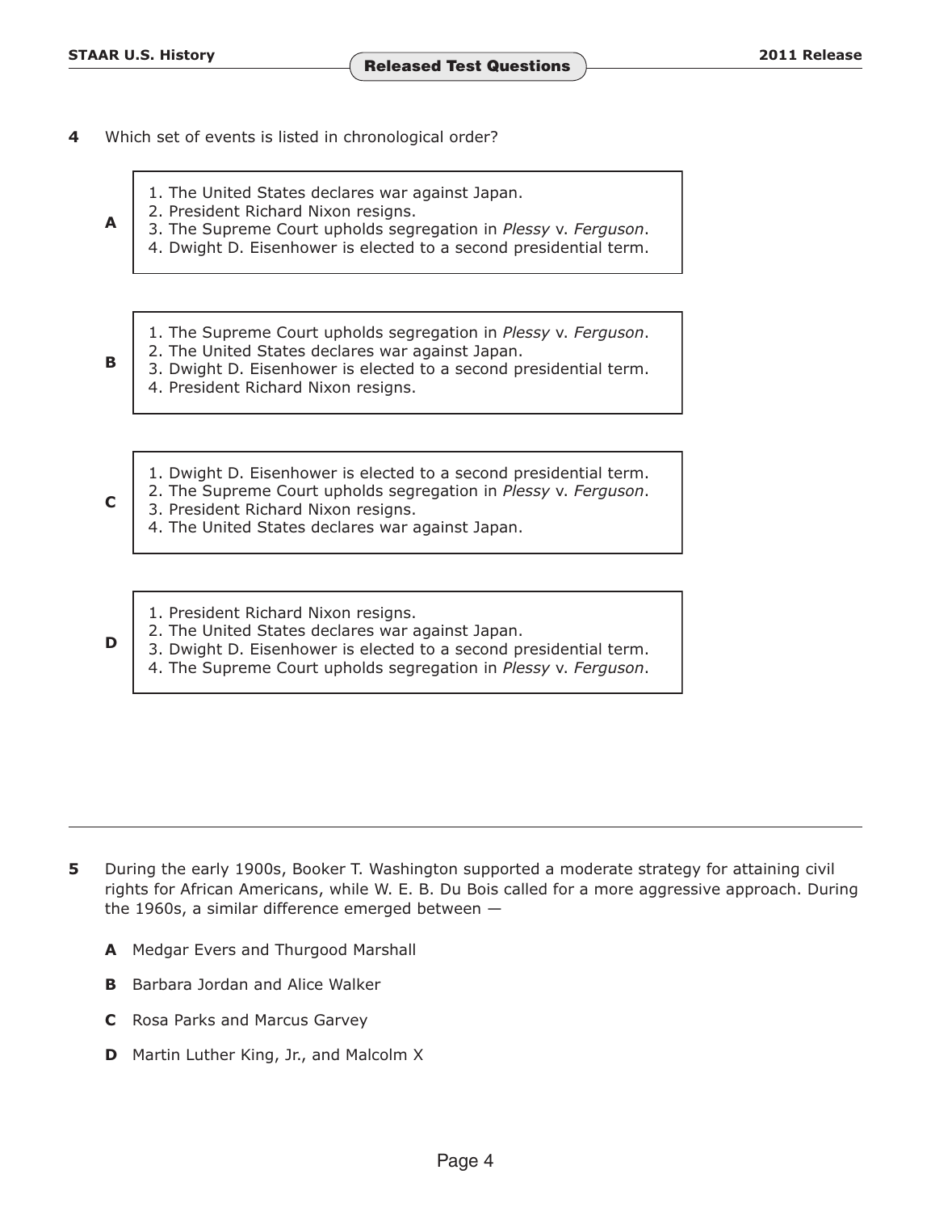**4** Which set of events is listed in chronological order?

**A**

1. The United States declares war against Japan.
2. President Richard Nixon resigns.
3. The Supreme Court upholds segregation in *Plessy* v. *Ferguson*.
4. Dwight D. Eisenhower is elected to a second presidential term.

**B**

1. The Supreme Court upholds segregation in *Plessy* v. *Ferguson*.
2. The United States declares war against Japan.
3. Dwight D. Eisenhower is elected to a second presidential term.
4. President Richard Nixon resigns.

**C**

1. Dwight D. Eisenhower is elected to a second presidential term.
2. The Supreme Court upholds segregation in *Plessy* v. *Ferguson*.
3. President Richard Nixon resigns.
4. The United States declares war against Japan.

**D**

1. President Richard Nixon resigns.
2. The United States declares war against Japan.
3. Dwight D. Eisenhower is elected to a second presidential term.
4. The Supreme Court upholds segregation in *Plessy* v. *Ferguson*.

---

**5** During the early 1900s, Booker T. Washington supported a moderate strategy for attaining civil rights for African Americans, while W. E. B. Du Bois called for a more aggressive approach. During the 1960s, a similar difference emerged between —

**A** Medgar Evers and Thurgood Marshall

**B** Barbara Jordan and Alice Walker

**C** Rosa Parks and Marcus Garvey

**D** Martin Luther King, Jr., and Malcolm X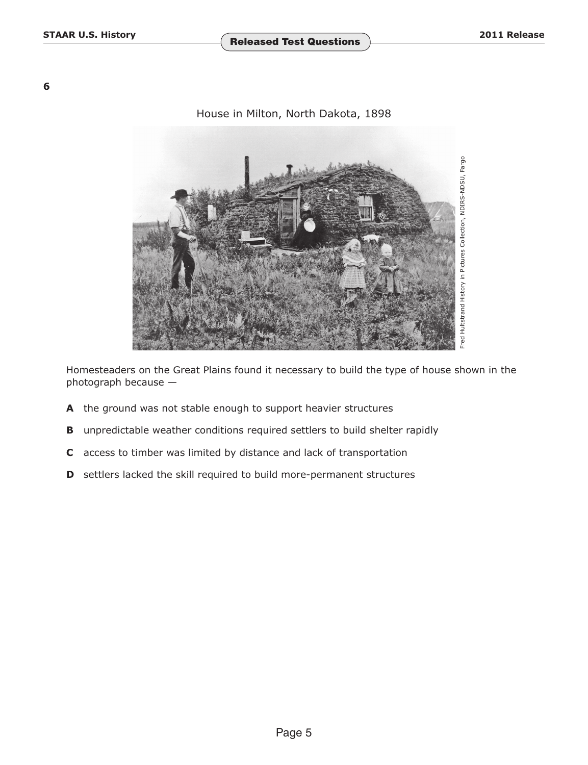**6**

House in Milton, North Dakota, 1898

Fred Hultstrand History in Pictures Collection, NDIRS-NDSU, Fargo

Homesteaders on the Great Plains found it necessary to build the type of house shown in the photograph because —

**A** the ground was not stable enough to support heavier structures

**B** unpredictable weather conditions required settlers to build shelter rapidly

**C** access to timber was limited by distance and lack of transportation

**D** settlers lacked the skill required to build more-permanent structures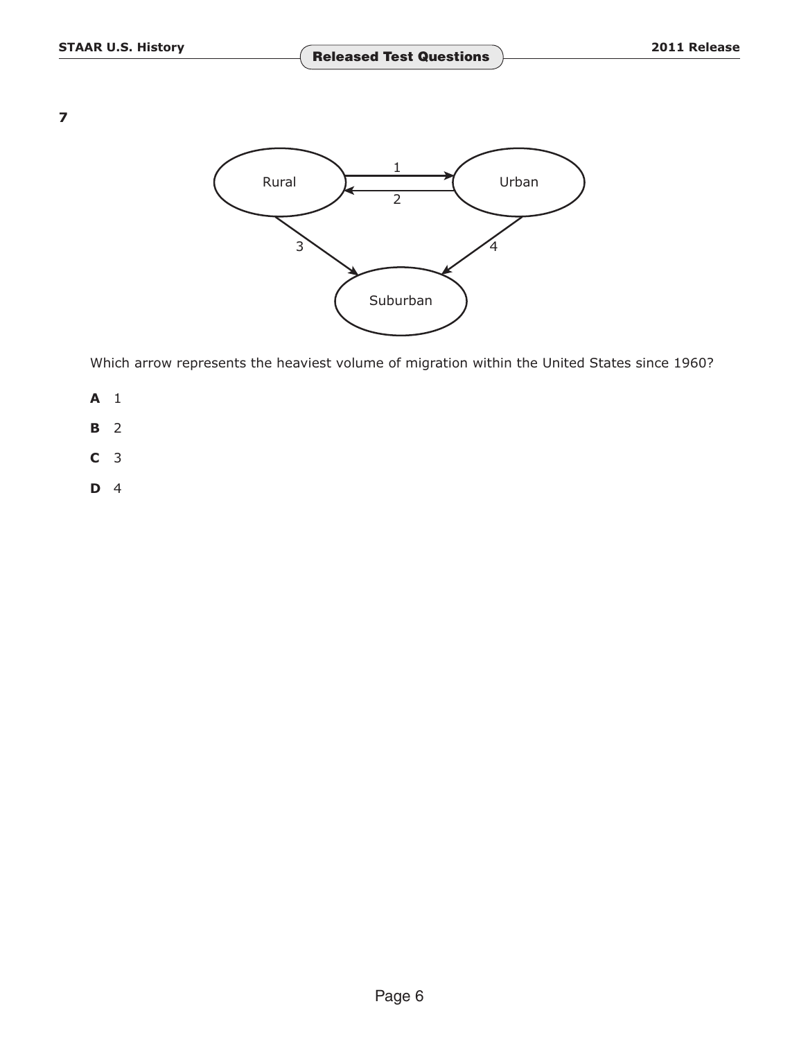**7**

Rural → Urban (1)
Urban → Rural (2)
Rural → Suburban (3)
Urban → Suburban (4)

Which arrow represents the heaviest volume of migration within the United States since 1960?

**A** 1

**B** 2

**C** 3

**D** 4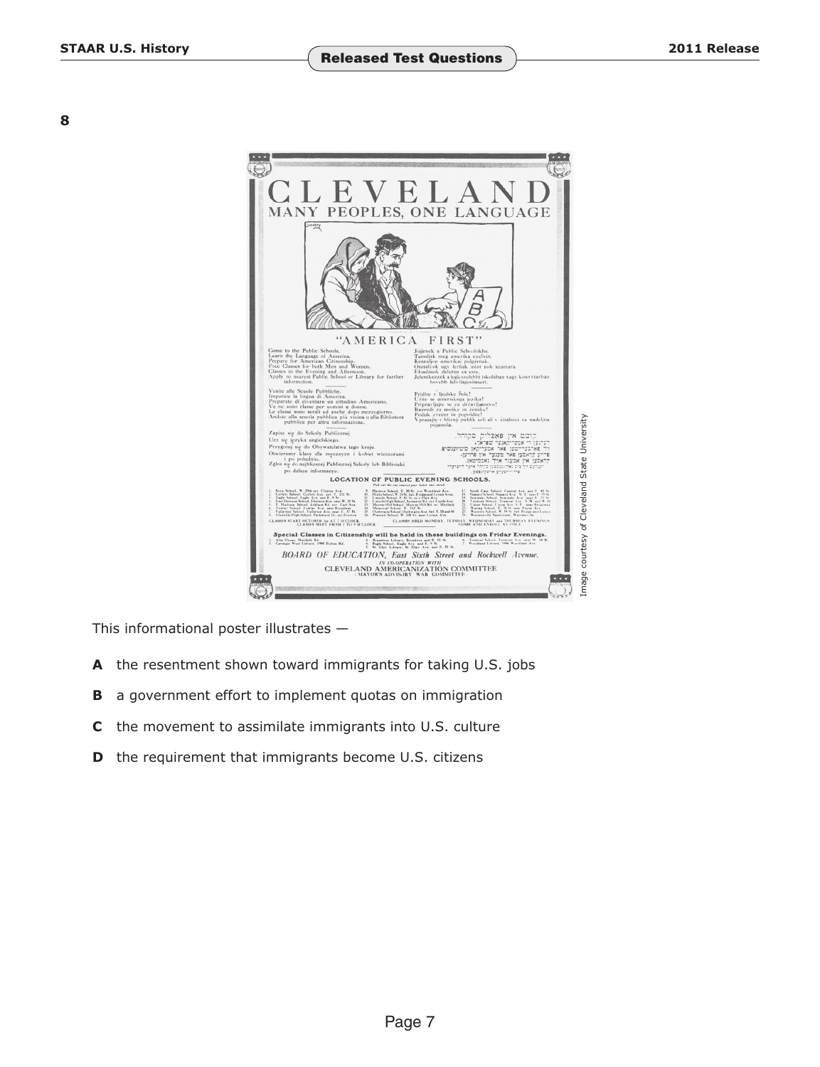**8**

CLEVELAND

MANY PEOPLES, ONE LANGUAGE

"AMERICA FIRST"

Come to the Public Schools.
Learn the Language of America.
Prepare for American Citizenship.
Free Classes for both Men and Women.
Classes in the Evening and Afternoon.
Apply to nearest Public School or Library for further information.

LOCATION OF PUBLIC EVENING SCHOOLS.

Special Classes in Citizenship will be held in these buildings on Friday Evenings.

BOARD OF EDUCATION, East Sixth Street and Rockwell Avenue.

IN CO-OPERATION WITH
CLEVELAND AMERICANIZATION COMMITTEE
MAYOR'S ADVISORY WAR COMMITTEE

Image courtesy of Cleveland State University

This informational poster illustrates —

**A** the resentment shown toward immigrants for taking U.S. jobs

**B** a government effort to implement quotas on immigration

**C** the movement to assimilate immigrants into U.S. culture

**D** the requirement that immigrants become U.S. citizens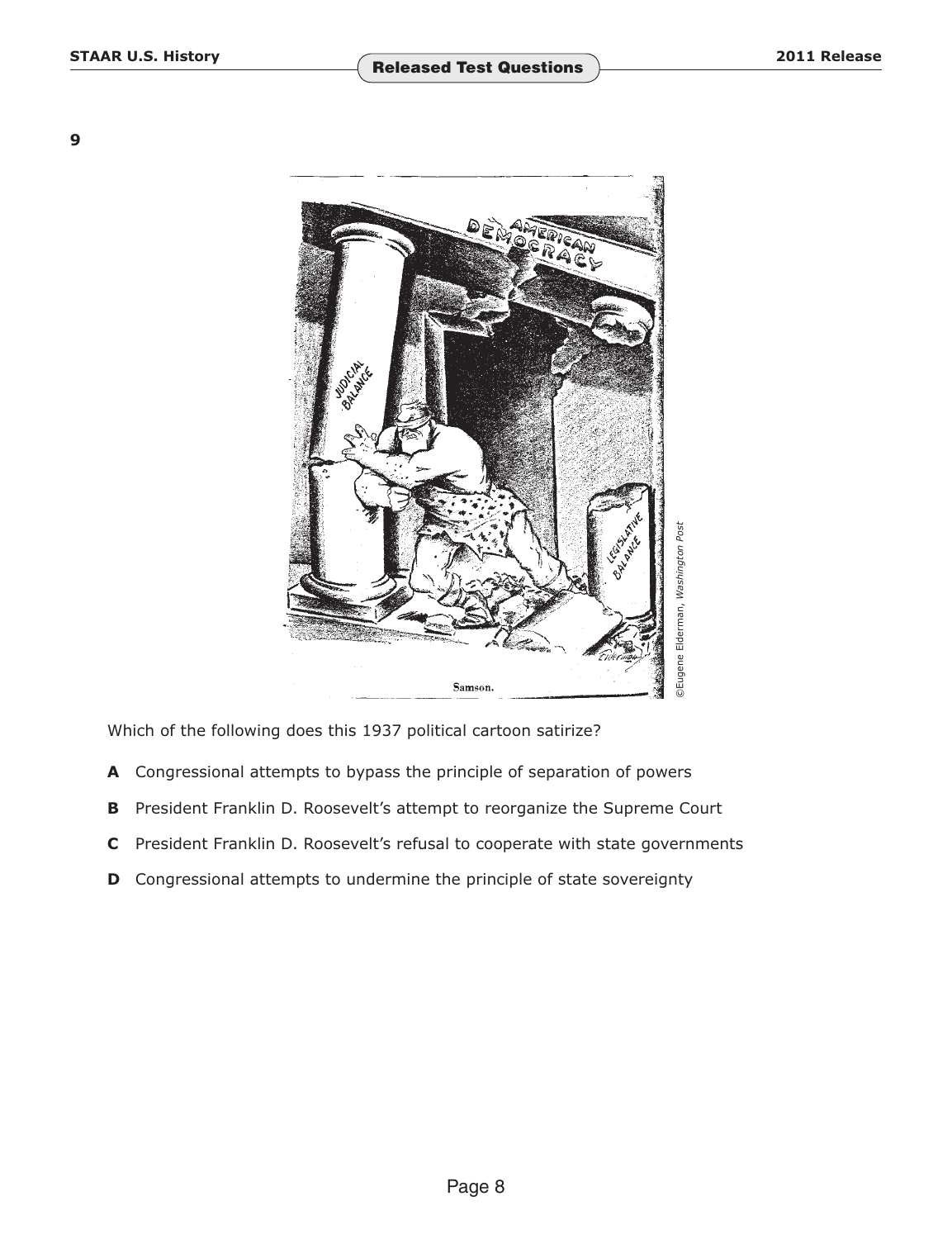**9**

Which of the following does this 1937 political cartoon satirize?

**A** Congressional attempts to bypass the principle of separation of powers

**B** President Franklin D. Roosevelt's attempt to reorganize the Supreme Court

**C** President Franklin D. Roosevelt's refusal to cooperate with state governments

**D** Congressional attempts to undermine the principle of state sovereignty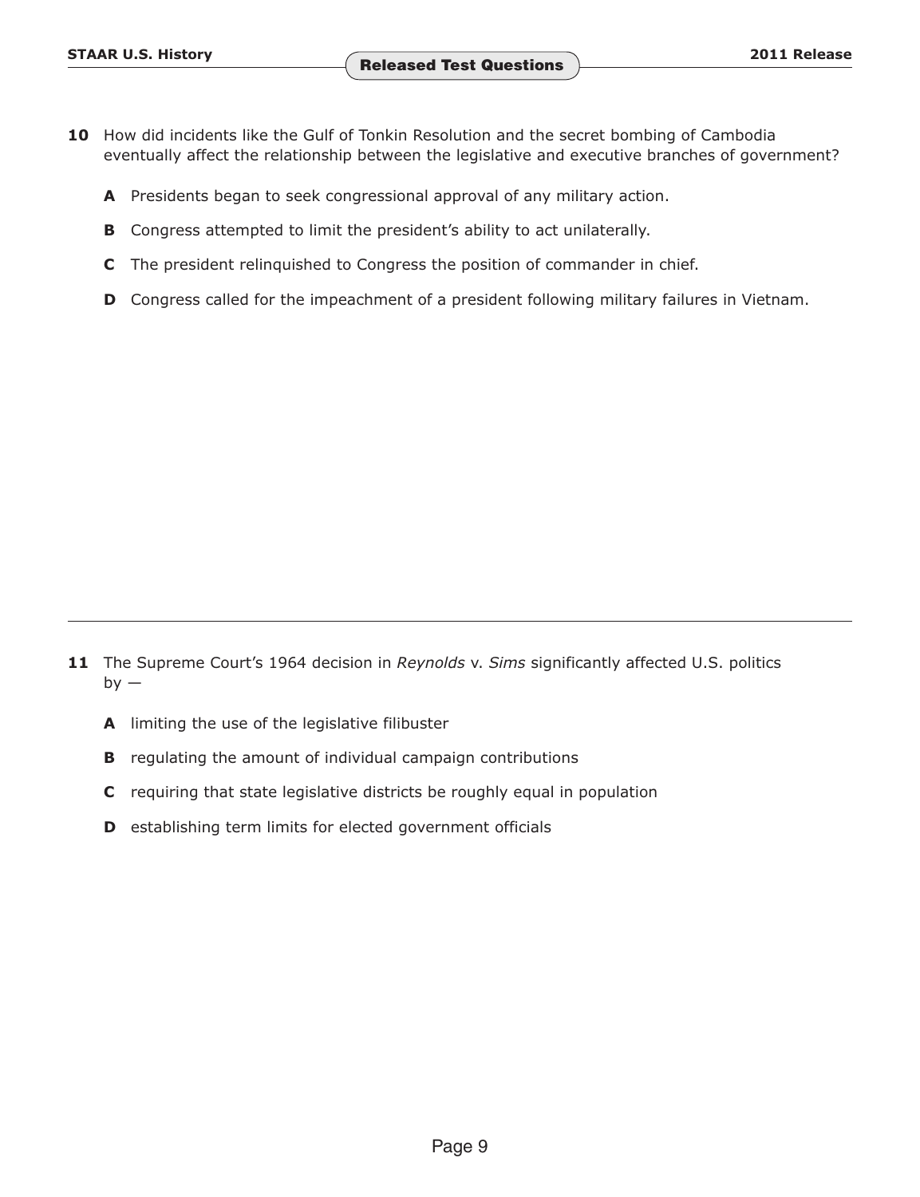**10** How did incidents like the Gulf of Tonkin Resolution and the secret bombing of Cambodia eventually affect the relationship between the legislative and executive branches of government?

**A** Presidents began to seek congressional approval of any military action.

**B** Congress attempted to limit the president’s ability to act unilaterally.

**C** The president relinquished to Congress the position of commander in chief.

**D** Congress called for the impeachment of a president following military failures in Vietnam.

---

**11** The Supreme Court’s 1964 decision in *Reynolds* v. *Sims* significantly affected U.S. politics by —

**A** limiting the use of the legislative filibuster

**B** regulating the amount of individual campaign contributions

**C** requiring that state legislative districts be roughly equal in population

**D** establishing term limits for elected government officials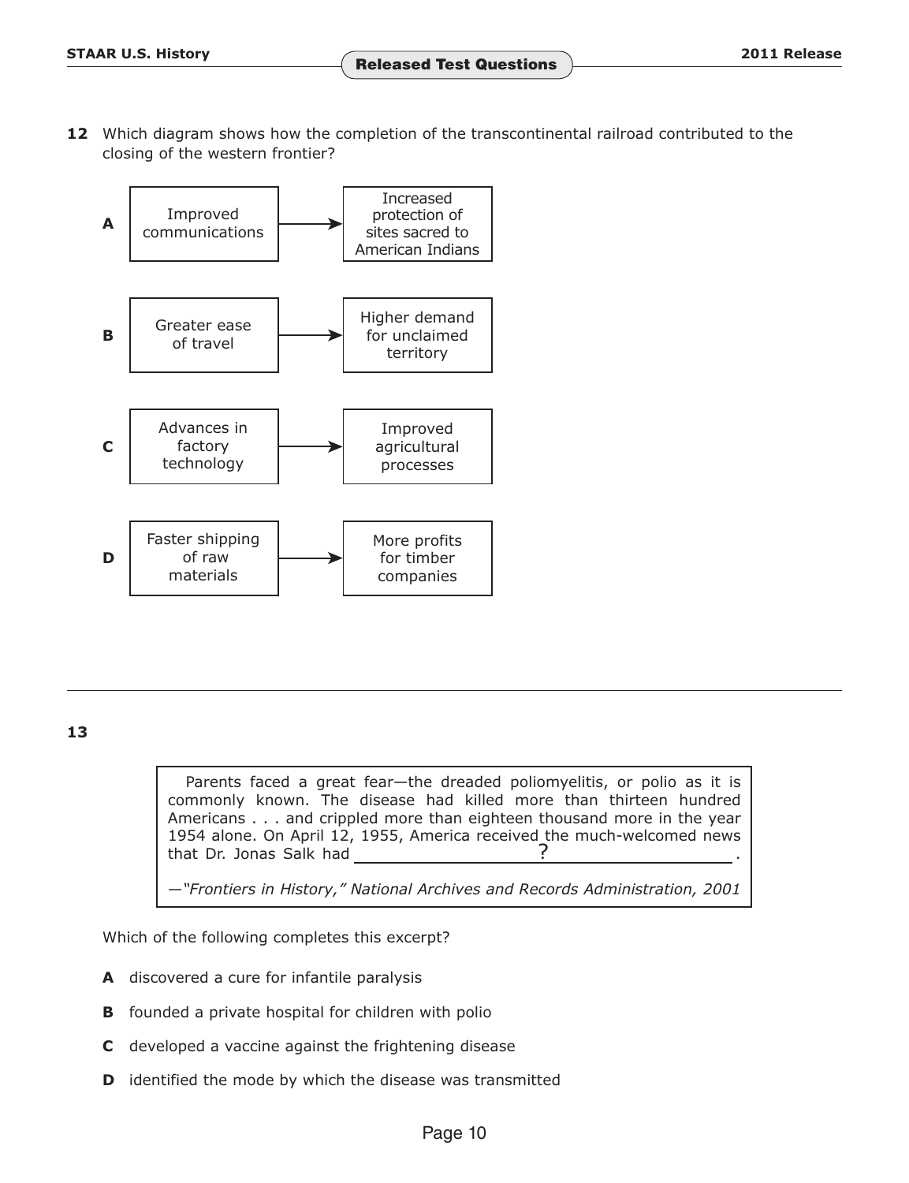**12** Which diagram shows how the completion of the transcontinental railroad contributed to the closing of the western frontier?

**A** Improved communications → Increased protection of sites sacred to American Indians

**B** Greater ease of travel → Higher demand for unclaimed territory

**C** Advances in factory technology → Improved agricultural processes

**D** Faster shipping of raw materials → More profits for timber companies

---

**13**

> Parents faced a great fear—the dreaded poliomyelitis, or polio as it is commonly known. The disease had killed more than thirteen hundred Americans . . . and crippled more than eighteen thousand more in the year 1954 alone. On April 12, 1955, America received the much-welcomed news that Dr. Jonas Salk had ______?______.
>
> *—"Frontiers in History," National Archives and Records Administration, 2001*

Which of the following completes this excerpt?

**A** discovered a cure for infantile paralysis

**B** founded a private hospital for children with polio

**C** developed a vaccine against the frightening disease

**D** identified the mode by which the disease was transmitted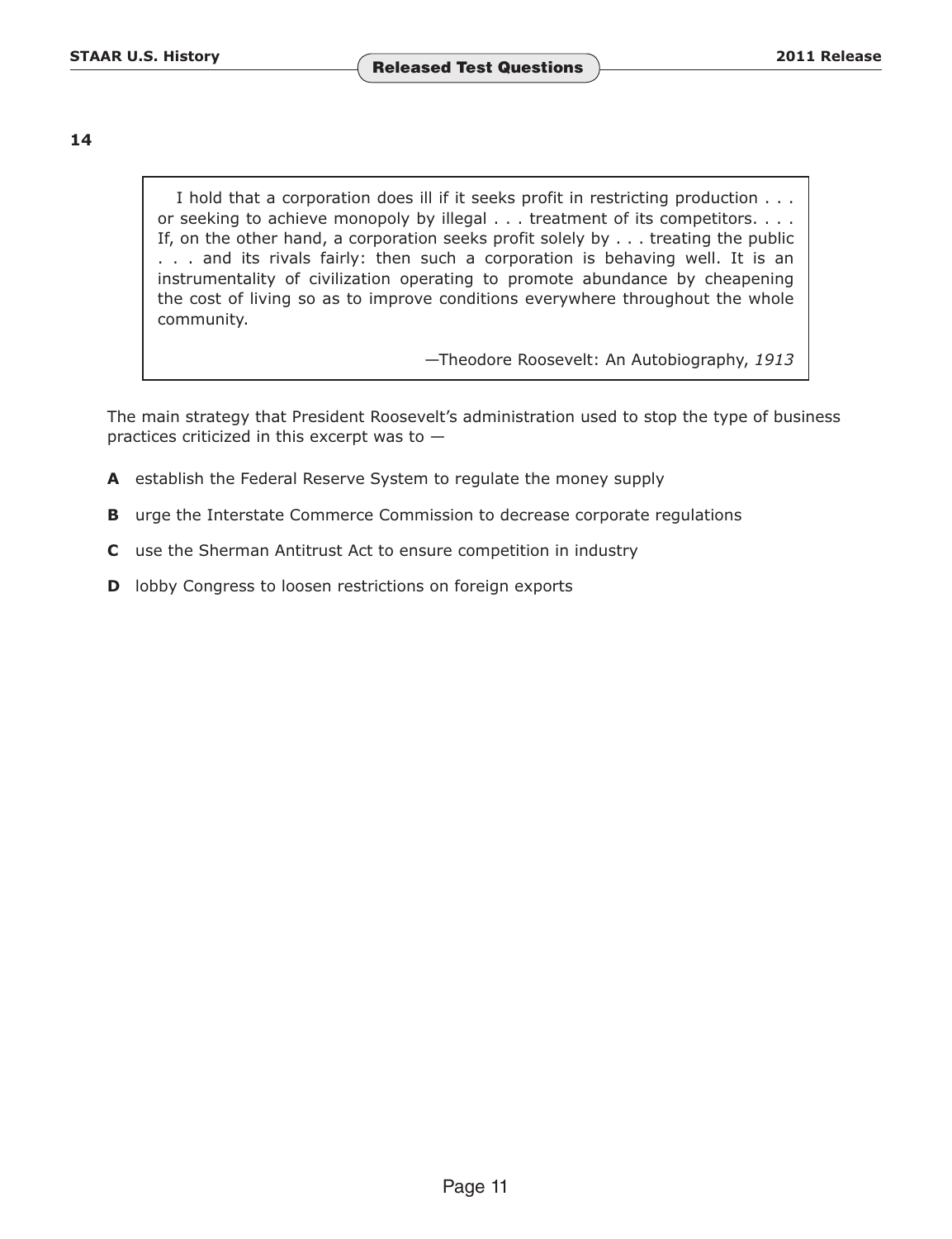**14**

> I hold that a corporation does ill if it seeks profit in restricting production . . . or seeking to achieve monopoly by illegal . . . treatment of its competitors. . . . If, on the other hand, a corporation seeks profit solely by . . . treating the public . . . and its rivals fairly: then such a corporation is behaving well. It is an instrumentality of civilization operating to promote abundance by cheapening the cost of living so as to improve conditions everywhere throughout the whole community.
>
> —Theodore Roosevelt: An Autobiography, *1913*

The main strategy that President Roosevelt's administration used to stop the type of business practices criticized in this excerpt was to —

**A** establish the Federal Reserve System to regulate the money supply

**B** urge the Interstate Commerce Commission to decrease corporate regulations

**C** use the Sherman Antitrust Act to ensure competition in industry

**D** lobby Congress to loosen restrictions on foreign exports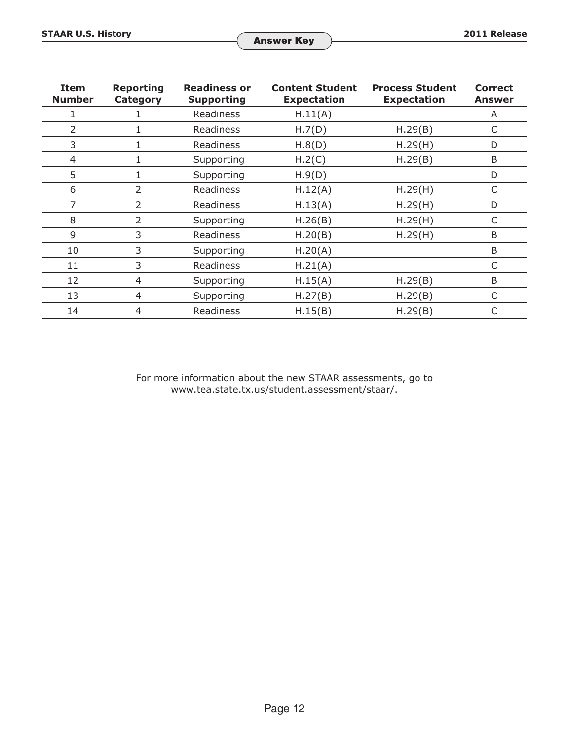| Item Number | Reporting Category | Readiness or Supporting | Content Student Expectation | Process Student Expectation | Correct Answer |
|---|---|---|---|---|---|
| 1 | 1 | Readiness | H.11(A) | | A |
| 2 | 1 | Readiness | H.7(D) | H.29(B) | C |
| 3 | 1 | Readiness | H.8(D) | H.29(H) | D |
| 4 | 1 | Supporting | H.2(C) | H.29(B) | B |
| 5 | 1 | Supporting | H.9(D) | | D |
| 6 | 2 | Readiness | H.12(A) | H.29(H) | C |
| 7 | 2 | Readiness | H.13(A) | H.29(H) | D |
| 8 | 2 | Supporting | H.26(B) | H.29(H) | C |
| 9 | 3 | Readiness | H.20(B) | H.29(H) | B |
| 10 | 3 | Supporting | H.20(A) | | B |
| 11 | 3 | Readiness | H.21(A) | | C |
| 12 | 4 | Supporting | H.15(A) | H.29(B) | B |
| 13 | 4 | Supporting | H.27(B) | H.29(B) | C |
| 14 | 4 | Readiness | H.15(B) | H.29(B) | C |

For more information about the new STAAR assessments, go to www.tea.state.tx.us/student.assessment/staar/.